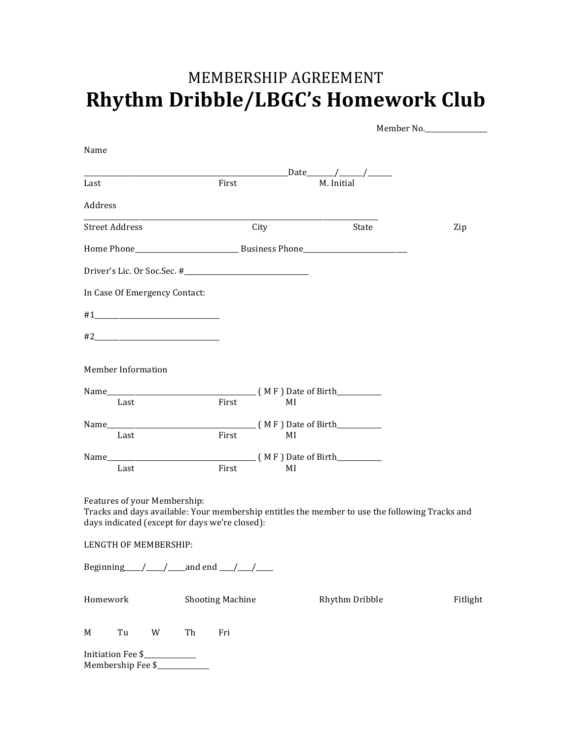MEMBERSHIP AGREEMENT

# Rhythm Dribble/LBGC's Homework Club

Member No.________________

Name

______________________________________________________________Date_______/______/______
Last First M. Initial

Address

_______________________________________________________________________________
Street Address City State Zip

Home Phone___________________________ Business Phone___________________________

Driver's Lic. Or Soc.Sec. #_________________________________

In Case Of Emergency Contact:

#1________________________________

#2________________________________

Member Information

Name_____________________________________ ( M F ) Date of Birth___________
Last First MI

Name_____________________________________ ( M F ) Date of Birth___________
Last First MI

Name_____________________________________ ( M F ) Date of Birth___________
Last First MI

Features of your Membership:
Tracks and days available: Your membership entitles the member to use the following Tracks and days indicated (except for days we're closed):

LENGTH OF MEMBERSHIP:

Beginning_____/_____/_____and end ____/____/_____

Homework Shooting Machine Rhythm Dribble Fitlight

M Tu W Th Fri

Initiation Fee $_____________
Membership Fee $_____________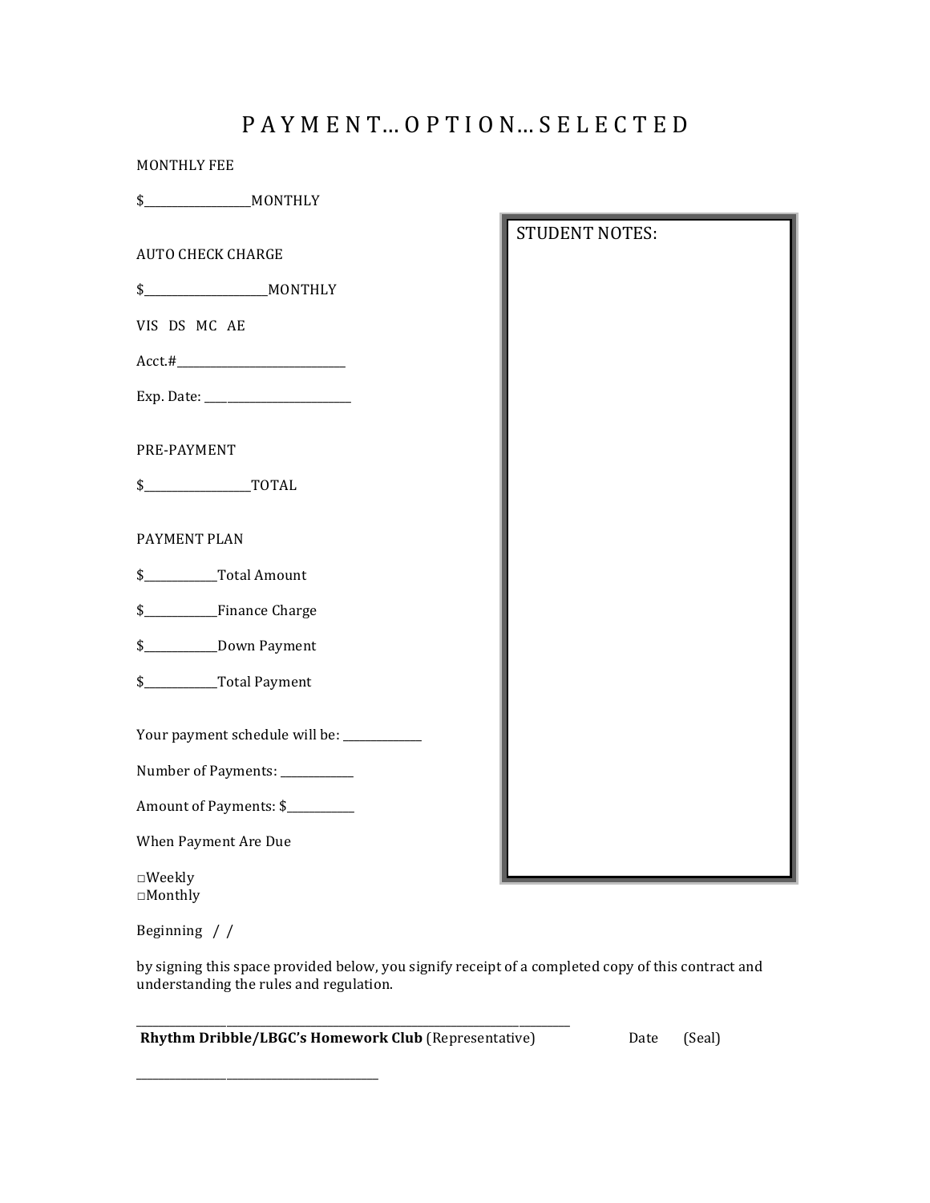# P A Y M E N T… O P T I O N… S E L E C T E D

MONTHLY FEE

$__________________MONTHLY

AUTO CHECK CHARGE

$_____________________MONTHLY

VIS DS MC AE

Acct.#____________________________

Exp. Date: ________________________

PRE-PAYMENT

$__________________TOTAL

PAYMENT PLAN

$____________Total Amount

$____________Finance Charge

$____________Down Payment

$____________Total Payment

Your payment schedule will be: _____________

Number of Payments: ____________

Amount of Payments: $___________

When Payment Are Due

□Weekly
□Monthly

Beginning / /

STUDENT NOTES:

by signing this space provided below, you signify receipt of a completed copy of this contract and understanding the rules and regulation.

_______________________________________________________________________

**Rhythm Dribble/LBGC's Homework Club** (Representative) Date (Seal)

________________________________________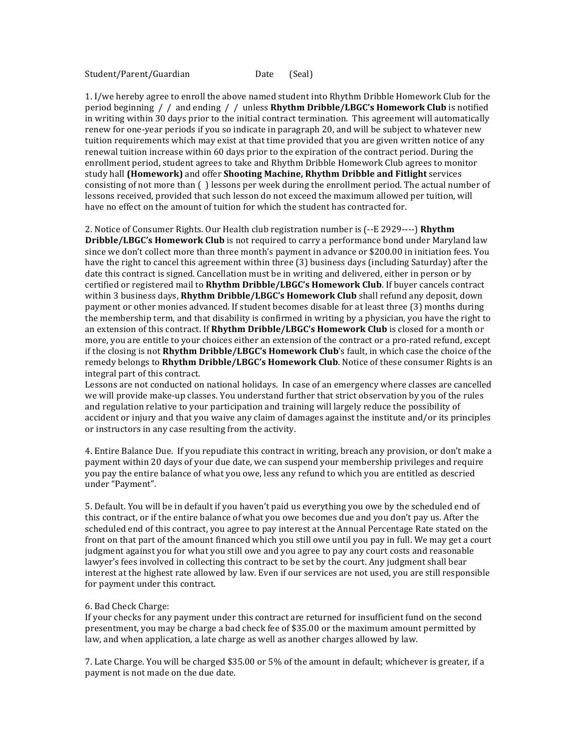Student/Parent/Guardian Date (Seal)

1. I/we hereby agree to enroll the above named student into Rhythm Dribble Homework Club for the period beginning / / and ending / / unless **Rhythm Dribble/LBGC's Homework Club** is notified in writing within 30 days prior to the initial contract termination. This agreement will automatically renew for one-year periods if you so indicate in paragraph 20, and will be subject to whatever new tuition requirements which may exist at that time provided that you are given written notice of any renewal tuition increase within 60 days prior to the expiration of the contract period. During the enrollment period, student agrees to take and Rhythm Dribble Homework Club agrees to monitor study hall **(Homework)** and offer **Shooting Machine, Rhythm Dribble and Fitlight** services consisting of not more than ( ) lessons per week during the enrollment period. The actual number of lessons received, provided that such lesson do not exceed the maximum allowed per tuition, will have no effect on the amount of tuition for which the student has contracted for.

2. Notice of Consumer Rights. Our Health club registration number is (--E 2929----) **Rhythm Dribble/LBGC's Homework Club** is not required to carry a performance bond under Maryland law since we don't collect more than three month's payment in advance or $200.00 in initiation fees. You have the right to cancel this agreement within three (3) business days (including Saturday) after the date this contract is signed. Cancellation must be in writing and delivered, either in person or by certified or registered mail to **Rhythm Dribble/LBGC's Homework Club**. If buyer cancels contract within 3 business days, **Rhythm Dribble/LBGC's Homework Club** shall refund any deposit, down payment or other monies advanced. If student becomes disable for at least three (3) months during the membership term, and that disability is confirmed in writing by a physician, you have the right to an extension of this contract. If **Rhythm Dribble/LBGC's Homework Club** is closed for a month or more, you are entitle to your choices either an extension of the contract or a pro-rated refund, except if the closing is not **Rhythm Dribble/LBGC's Homework Club**'s fault, in which case the choice of the remedy belongs to **Rhythm Dribble/LBGC's Homework Club**. Notice of these consumer Rights is an integral part of this contract.
Lessons are not conducted on national holidays. In case of an emergency where classes are cancelled we will provide make-up classes. You understand further that strict observation by you of the rules and regulation relative to your participation and training will largely reduce the possibility of accident or injury and that you waive any claim of damages against the institute and/or its principles or instructors in any case resulting from the activity.

4. Entire Balance Due. If you repudiate this contract in writing, breach any provision, or don't make a payment within 20 days of your due date, we can suspend your membership privileges and require you pay the entire balance of what you owe, less any refund to which you are entitled as descried under "Payment".

5. Default. You will be in default if you haven't paid us everything you owe by the scheduled end of this contract, or if the entire balance of what you owe becomes due and you don't pay us. After the scheduled end of this contract, you agree to pay interest at the Annual Percentage Rate stated on the front on that part of the amount financed which you still owe until you pay in full. We may get a court judgment against you for what you still owe and you agree to pay any court costs and reasonable lawyer's fees involved in collecting this contract to be set by the court. Any judgment shall bear interest at the highest rate allowed by law. Even if our services are not used, you are still responsible for payment under this contract.

6. Bad Check Charge:
If your checks for any payment under this contract are returned for insufficient fund on the second presentment, you may be charge a bad check fee of $35.00 or the maximum amount permitted by law, and when application, a late charge as well as another charges allowed by law.

7. Late Charge. You will be charged $35.00 or 5% of the amount in default; whichever is greater, if a payment is not made on the due date.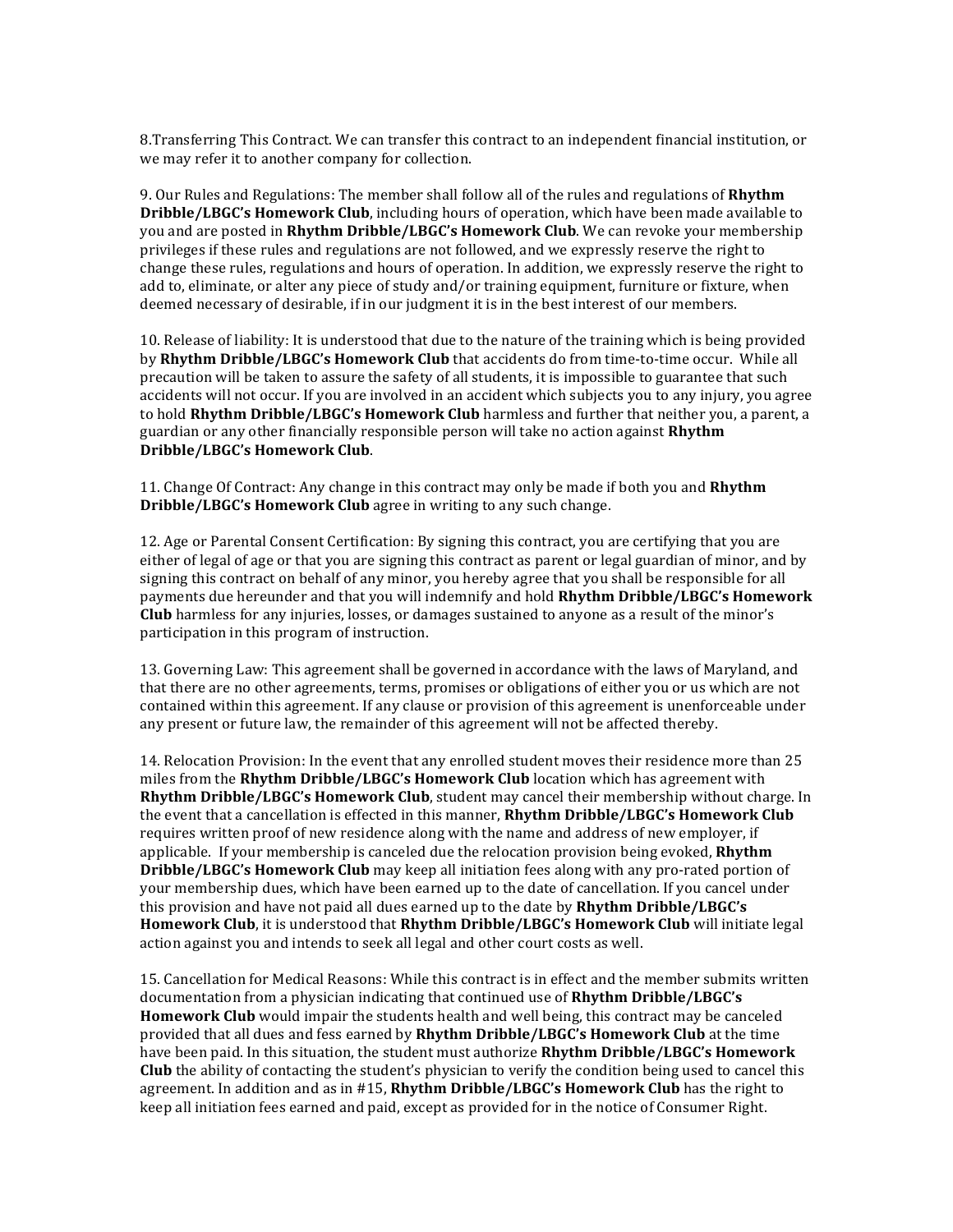8.Transferring This Contract. We can transfer this contract to an independent financial institution, or we may refer it to another company for collection.

9. Our Rules and Regulations: The member shall follow all of the rules and regulations of **Rhythm Dribble/LBGC's Homework Club**, including hours of operation, which have been made available to you and are posted in **Rhythm Dribble/LBGC's Homework Club**. We can revoke your membership privileges if these rules and regulations are not followed, and we expressly reserve the right to change these rules, regulations and hours of operation. In addition, we expressly reserve the right to add to, eliminate, or alter any piece of study and/or training equipment, furniture or fixture, when deemed necessary of desirable, if in our judgment it is in the best interest of our members.

10. Release of liability: It is understood that due to the nature of the training which is being provided by **Rhythm Dribble/LBGC's Homework Club** that accidents do from time-to-time occur. While all precaution will be taken to assure the safety of all students, it is impossible to guarantee that such accidents will not occur. If you are involved in an accident which subjects you to any injury, you agree to hold **Rhythm Dribble/LBGC's Homework Club** harmless and further that neither you, a parent, a guardian or any other financially responsible person will take no action against **Rhythm Dribble/LBGC's Homework Club**.

11. Change Of Contract: Any change in this contract may only be made if both you and **Rhythm Dribble/LBGC's Homework Club** agree in writing to any such change.

12. Age or Parental Consent Certification: By signing this contract, you are certifying that you are either of legal of age or that you are signing this contract as parent or legal guardian of minor, and by signing this contract on behalf of any minor, you hereby agree that you shall be responsible for all payments due hereunder and that you will indemnify and hold **Rhythm Dribble/LBGC's Homework Club** harmless for any injuries, losses, or damages sustained to anyone as a result of the minor's participation in this program of instruction.

13. Governing Law: This agreement shall be governed in accordance with the laws of Maryland, and that there are no other agreements, terms, promises or obligations of either you or us which are not contained within this agreement. If any clause or provision of this agreement is unenforceable under any present or future law, the remainder of this agreement will not be affected thereby.

14. Relocation Provision: In the event that any enrolled student moves their residence more than 25 miles from the **Rhythm Dribble/LBGC's Homework Club** location which has agreement with **Rhythm Dribble/LBGC's Homework Club**, student may cancel their membership without charge. In the event that a cancellation is effected in this manner, **Rhythm Dribble/LBGC's Homework Club** requires written proof of new residence along with the name and address of new employer, if applicable. If your membership is canceled due the relocation provision being evoked, **Rhythm Dribble/LBGC's Homework Club** may keep all initiation fees along with any pro-rated portion of your membership dues, which have been earned up to the date of cancellation. If you cancel under this provision and have not paid all dues earned up to the date by **Rhythm Dribble/LBGC's Homework Club**, it is understood that **Rhythm Dribble/LBGC's Homework Club** will initiate legal action against you and intends to seek all legal and other court costs as well.

15. Cancellation for Medical Reasons: While this contract is in effect and the member submits written documentation from a physician indicating that continued use of **Rhythm Dribble/LBGC's Homework Club** would impair the students health and well being, this contract may be canceled provided that all dues and fess earned by **Rhythm Dribble/LBGC's Homework Club** at the time have been paid. In this situation, the student must authorize **Rhythm Dribble/LBGC's Homework Club** the ability of contacting the student's physician to verify the condition being used to cancel this agreement. In addition and as in #15, **Rhythm Dribble/LBGC's Homework Club** has the right to keep all initiation fees earned and paid, except as provided for in the notice of Consumer Right.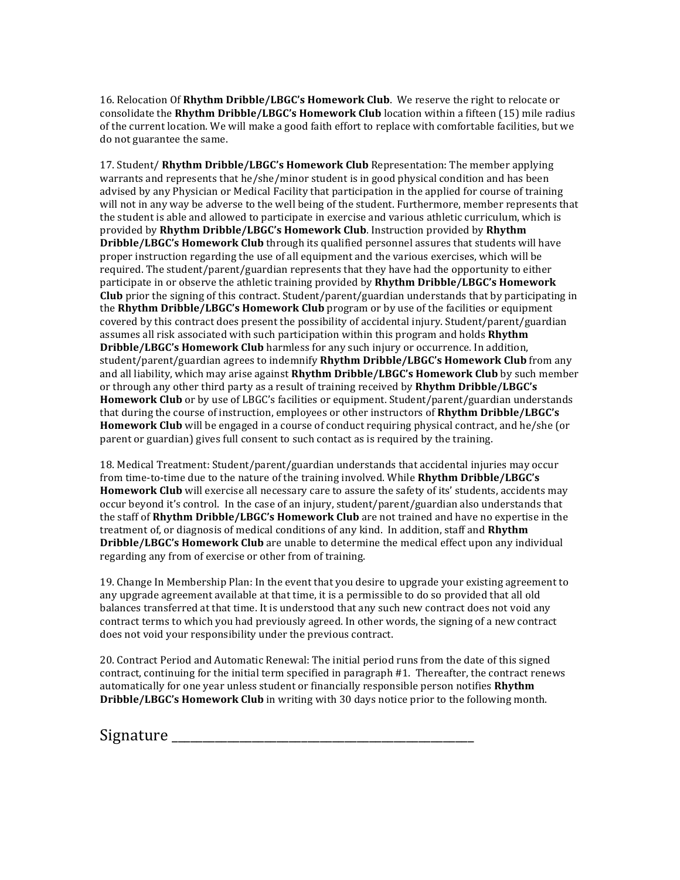16. Relocation Of **Rhythm Dribble/LBGC's Homework Club**. We reserve the right to relocate or consolidate the **Rhythm Dribble/LBGC's Homework Club** location within a fifteen (15) mile radius of the current location. We will make a good faith effort to replace with comfortable facilities, but we do not guarantee the same.

17. Student/ **Rhythm Dribble/LBGC's Homework Club** Representation: The member applying warrants and represents that he/she/minor student is in good physical condition and has been advised by any Physician or Medical Facility that participation in the applied for course of training will not in any way be adverse to the well being of the student. Furthermore, member represents that the student is able and allowed to participate in exercise and various athletic curriculum, which is provided by **Rhythm Dribble/LBGC's Homework Club**. Instruction provided by **Rhythm Dribble/LBGC's Homework Club** through its qualified personnel assures that students will have proper instruction regarding the use of all equipment and the various exercises, which will be required. The student/parent/guardian represents that they have had the opportunity to either participate in or observe the athletic training provided by **Rhythm Dribble/LBGC's Homework Club** prior the signing of this contract. Student/parent/guardian understands that by participating in the **Rhythm Dribble/LBGC's Homework Club** program or by use of the facilities or equipment covered by this contract does present the possibility of accidental injury. Student/parent/guardian assumes all risk associated with such participation within this program and holds **Rhythm Dribble/LBGC's Homework Club** harmless for any such injury or occurrence. In addition, student/parent/guardian agrees to indemnify **Rhythm Dribble/LBGC's Homework Club** from any and all liability, which may arise against **Rhythm Dribble/LBGC's Homework Club** by such member or through any other third party as a result of training received by **Rhythm Dribble/LBGC's Homework Club** or by use of LBGC's facilities or equipment. Student/parent/guardian understands that during the course of instruction, employees or other instructors of **Rhythm Dribble/LBGC's Homework Club** will be engaged in a course of conduct requiring physical contract, and he/she (or parent or guardian) gives full consent to such contact as is required by the training.

18. Medical Treatment: Student/parent/guardian understands that accidental injuries may occur from time-to-time due to the nature of the training involved. While **Rhythm Dribble/LBGC's Homework Club** will exercise all necessary care to assure the safety of its' students, accidents may occur beyond it's control. In the case of an injury, student/parent/guardian also understands that the staff of **Rhythm Dribble/LBGC's Homework Club** are not trained and have no expertise in the treatment of, or diagnosis of medical conditions of any kind. In addition, staff and **Rhythm Dribble/LBGC's Homework Club** are unable to determine the medical effect upon any individual regarding any from of exercise or other from of training.

19. Change In Membership Plan: In the event that you desire to upgrade your existing agreement to any upgrade agreement available at that time, it is a permissible to do so provided that all old balances transferred at that time. It is understood that any such new contract does not void any contract terms to which you had previously agreed. In other words, the signing of a new contract does not void your responsibility under the previous contract.

20. Contract Period and Automatic Renewal: The initial period runs from the date of this signed contract, continuing for the initial term specified in paragraph #1. Thereafter, the contract renews automatically for one year unless student or financially responsible person notifies **Rhythm Dribble/LBGC's Homework Club** in writing with 30 days notice prior to the following month.

Signature ___________________________________________